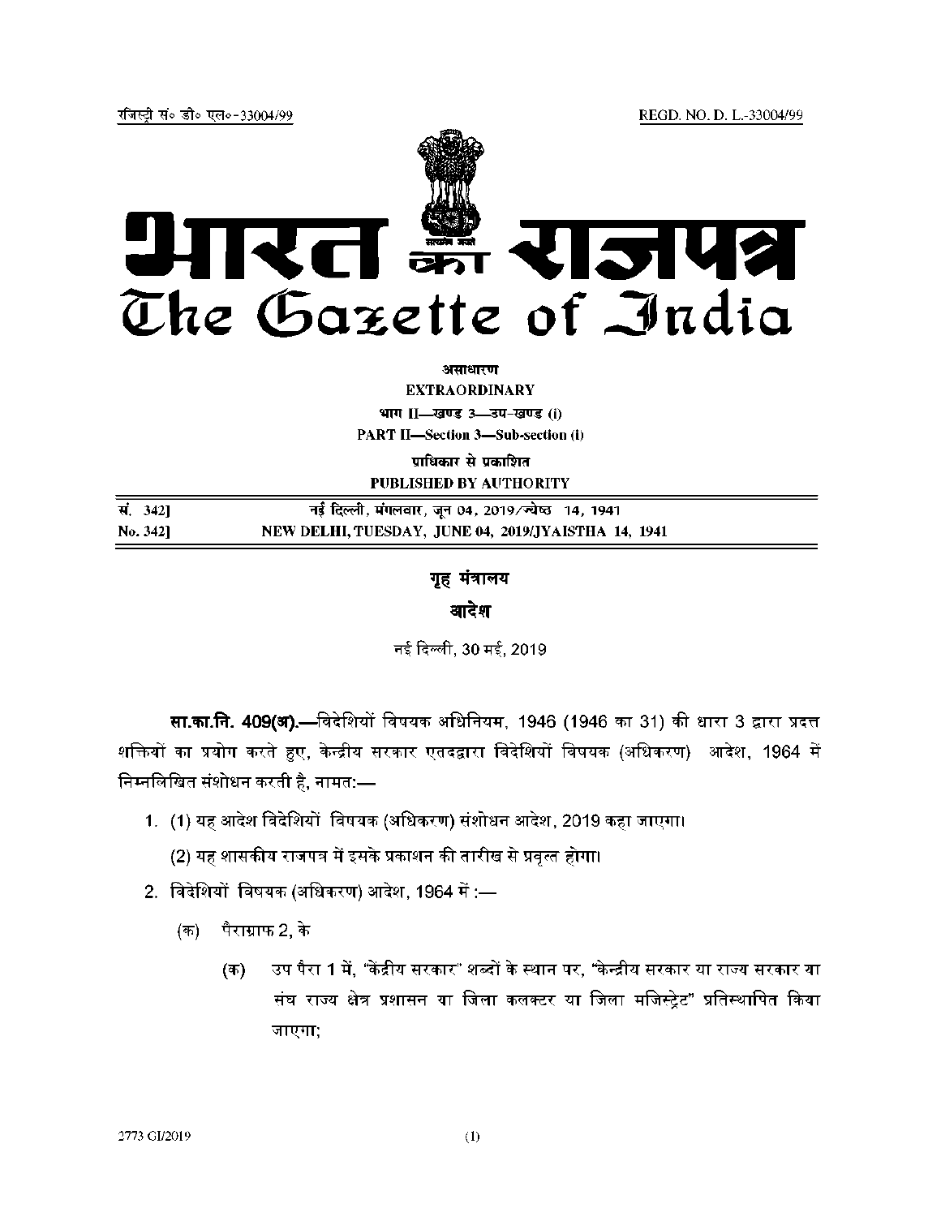रजिस्ट्री सं० डी० एल०-33004/99 REGD. NO. D. L.-33004/99

# भारत का राजपत्र
# The Gazette of India

असाधारण
**EXTRAORDINARY**
भाग II—खण्ड 3—उप-खण्ड (i)
**PART II—Section 3—Sub-section (i)**
प्राधिकार से प्रकाशित
**PUBLISHED BY AUTHORITY**

| | |
|---|---|
| सं. 342] | नई दिल्ली, मंगलवार, जून 04, 2019/ज्येष्ठ 14, 1941 |
| No. 342] | NEW DELHI, TUESDAY, JUNE 04, 2019/JYAISTHA 14, 1941 |

## गृह मंत्रालय

## आदेश

नई दिल्ली, 30 मई, 2019

**सा.का.नि. 409(अ).**—विदेशियों विषयक अधिनियम, 1946 (1946 का 31) की धारा 3 द्वारा प्रदत्त शक्तियों का प्रयोग करते हुए, केन्द्रीय सरकार एतदद्वारा विदेशियों विषयक (अधिकरण) आदेश, 1964 में निम्नलिखित संशोधन करती है, नामत:—

1. (1) यह आदेश विदेशियों विषयक (अधिकरण) संशोधन आदेश, 2019 कहा जाएगा।

   (2) यह शासकीय राजपत्र में इसके प्रकाशन की तारीख से प्रवृत्त होगा।

2. विदेशियों विषयक (अधिकरण) आदेश, 1964 में :—

   (क) पैराग्राफ 2, के

      (क) उप पैरा 1 में, "केंद्रीय सरकार" शब्दों के स्थान पर, "केन्द्रीय सरकार या राज्य सरकार या संघ राज्य क्षेत्र प्रशासन या जिला कलक्टर या जिला मजिस्ट्रेट" प्रतिस्थापित किया जाएगा;

2773 GI/2019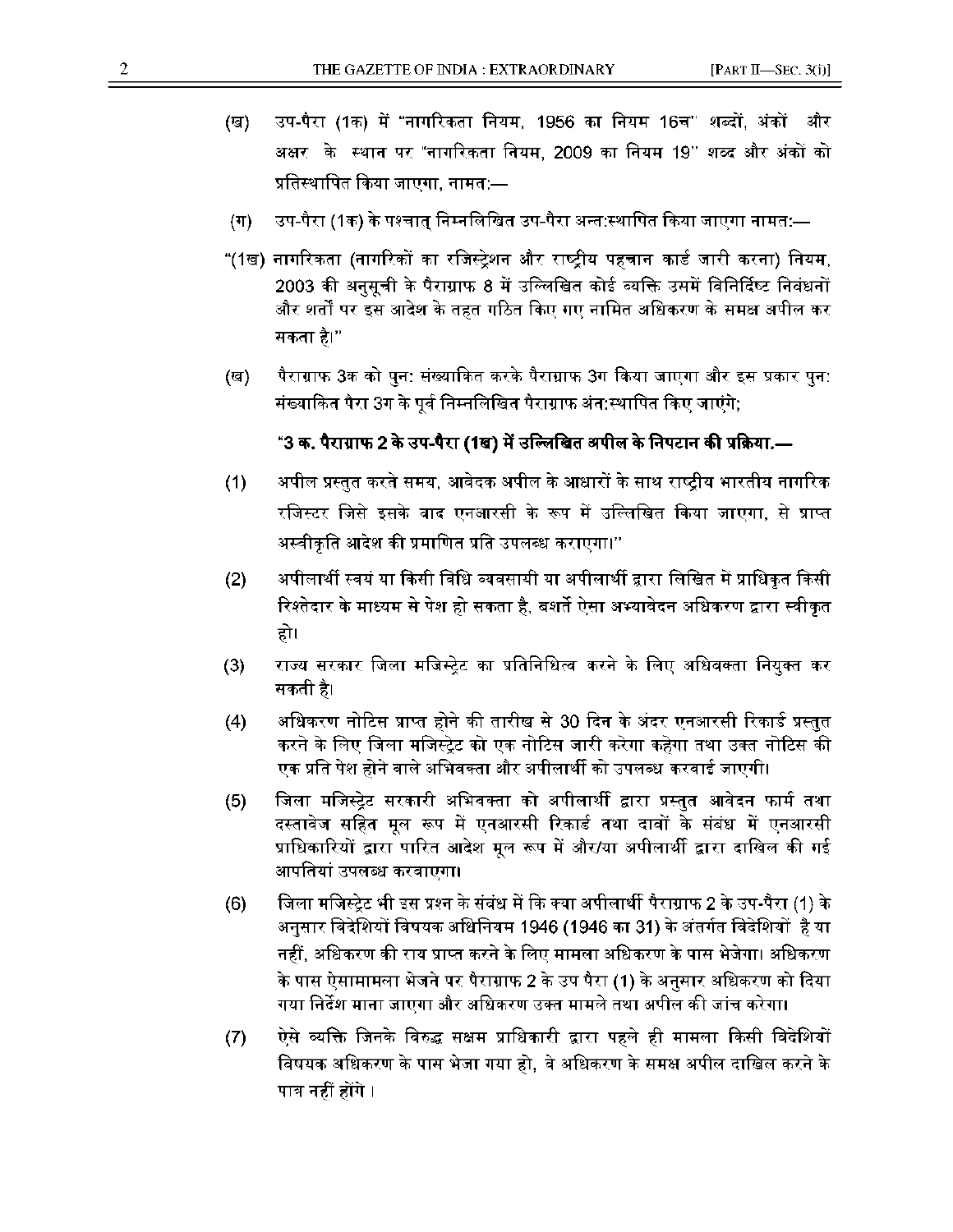(ख) उप-पैरा (1क) में "नागरिकता नियम, 1956 का नियम 16च" शब्दों, अंकों और अक्षर के स्थान पर "नागरिकता नियम, 2009 का नियम 19" शब्द और अंकों को प्रतिस्थापित किया जाएगा, नामतः—

(ग) उप-पैरा (1क) के पश्चात् निम्नलिखित उप-पैरा अन्तःस्थापित किया जाएगा नामतः—

"(1ख) नागरिकता (नागरिकों का रजिस्ट्रेशन और राष्ट्रीय पहचान कार्ड जारी करना) नियम, 2003 की अनुसूची के पैराग्राफ 8 में उल्लिखित कोई व्यक्ति उसमें विनिर्दिष्ट निबंधनों और शर्तों पर इस आदेश के तहत गठित किए गए नामित अधिकरण के समक्ष अपील कर सकता है।"

(ख) पैराग्राफ 3क को पुनः संख्यांकित करके पैराग्राफ 3ग किया जाएगा और इस प्रकार पुनः संख्यांकित पैरा 3ग के पूर्व निम्नलिखित पैराग्राफ अंतःस्थापित किए जाएंगे;

**"3 क. पैराग्राफ 2 के उप-पैरा (1ख) में उल्लिखित अपील के निपटान की प्रक्रिया.—**

(1) अपील प्रस्तुत करते समय, आवेदक अपील के आधारों के साथ राष्ट्रीय भारतीय नागरिक रजिस्टर जिसे इसके बाद एनआरसी के रूप में उल्लिखित किया जाएगा, से प्राप्त अस्वीकृति आदेश की प्रमाणित प्रति उपलब्ध कराएगा।"

(2) अपीलार्थी स्वयं या किसी विधि व्यवसायी या अपीलार्थी द्वारा लिखित में प्राधिकृत किसी रिश्तेदार के माध्यम से पेश हो सकता है, बशर्ते ऐसा अभ्यावेदन अधिकरण द्वारा स्वीकृत हो।

(3) राज्य सरकार जिला मजिस्ट्रेट का प्रतिनिधित्व करने के लिए अधिवक्ता नियुक्त कर सकती है।

(4) अधिकरण नोटिस प्राप्त होने की तारीख से 30 दिन के अंदर एनआरसी रिकार्ड प्रस्तुत करने के लिए जिला मजिस्ट्रेट को एक नोटिस जारी करेगा कहेगा तथा उक्त नोटिस की एक प्रति पेश होने वाले अभिवक्ता और अपीलार्थी को उपलब्ध करवाई जाएगी।

(5) जिला मजिस्ट्रेट सरकारी अभिवक्ता को अपीलार्थी द्वारा प्रस्तुत आवेदन फार्म तथा दस्तावेज सहित मूल रूप में एनआरसी रिकार्ड तथा दावों के संबंध में एनआरसी प्राधिकारियों द्वारा पारित आदेश मूल रूप में और/या अपीलार्थी द्वारा दाखिल की गई आपत्तियां उपलब्ध करवाएगा।

(6) जिला मजिस्ट्रेट भी इस प्रश्न के संबंध में कि क्या अपीलार्थी पैराग्राफ 2 के उप-पैरा (1) के अनुसार विदेशियों विषयक अधिनियम 1946 (1946 का 31) के अंतर्गत विदेशियों है या नहीं, अधिकरण की राय प्राप्त करने के लिए मामला अधिकरण के पास भेजेगा। अधिकरण के पास ऐसामामला भेजने पर पैराग्राफ 2 के उप पैरा (1) के अनुसार अधिकरण को दिया गया निर्देश माना जाएगा और अधिकरण उक्त मामले तथा अपील की जांच करेगा।

(7) ऐसे व्यक्ति जिनके विरुद्ध सक्षम प्राधिकारी द्वारा पहले ही मामला किसी विदेशियों विषयक अधिकरण के पास भेजा गया हो, वे अधिकरण के समक्ष अपील दाखिल करने के पात्र नहीं होंगे।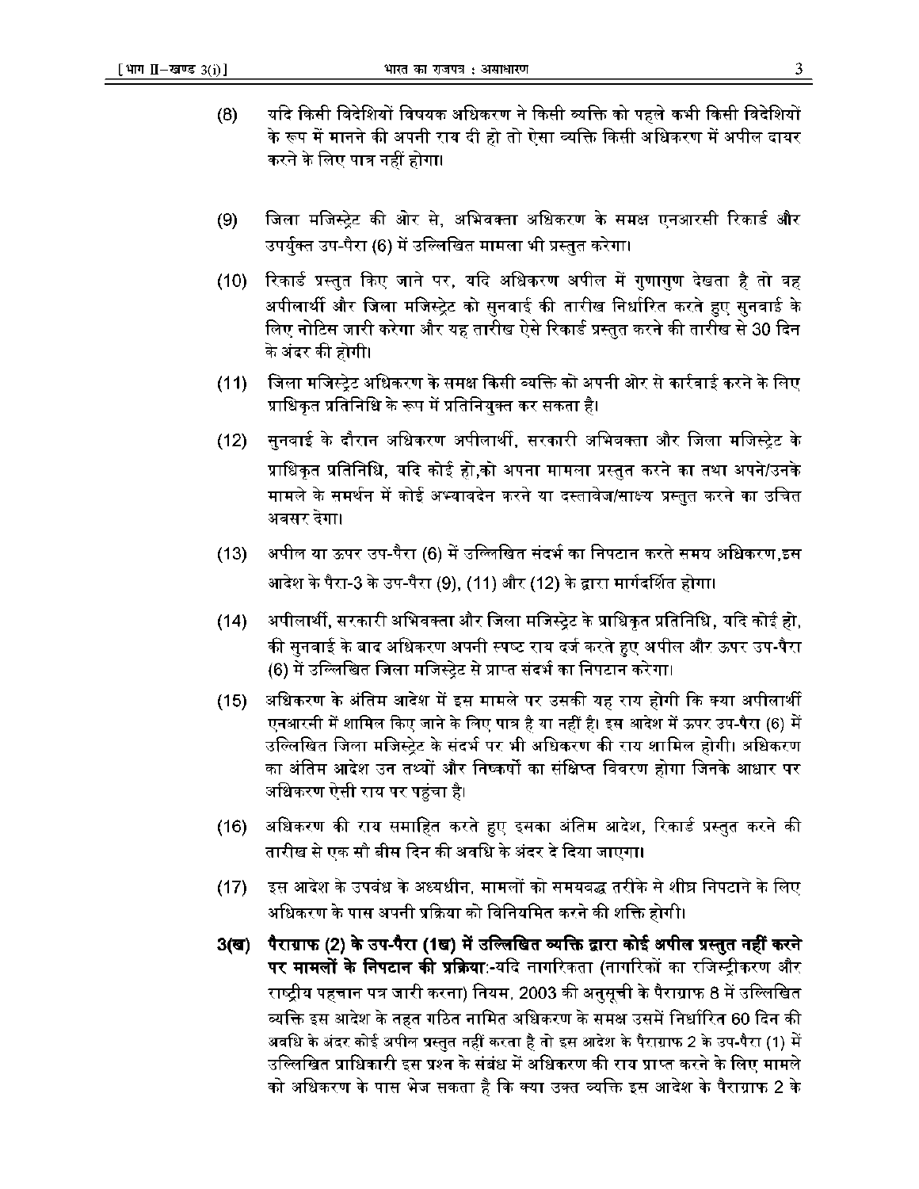(8) यदि किसी विदेशियों विषयक अधिकरण ने किसी व्यक्ति को पहले कभी किसी विदेशियों के रूप में मानने की अपनी राय दी हो तो ऐसा व्यक्ति किसी अधिकरण में अपील दायर करने के लिए पात्र नहीं होगा।

(9) जिला मजिस्ट्रेट की ओर से, अभिवक्ता अधिकरण के समक्ष एनआरसी रिकार्ड और उपर्युक्त उप-पैरा (6) में उल्लिखित मामला भी प्रस्तुत करेगा।

(10) रिकार्ड प्रस्तुत किए जाने पर, यदि अधिकरण अपील में गुणागुण देखता है तो वह अपीलार्थी और जिला मजिस्ट्रेट को सुनवाई की तारीख निर्धारित करते हुए सुनवाई के लिए नोटिस जारी करेगा और यह तारीख ऐसे रिकार्ड प्रस्तुत करने की तारीख से 30 दिन के अंदर की होगी।

(11) जिला मजिस्ट्रेट अधिकरण के समक्ष किसी व्यक्ति को अपनी ओर से कार्रवाई करने के लिए प्राधिकृत प्रतिनिधि के रूप में प्रतिनियुक्त कर सकता है।

(12) सुनवाई के दौरान अधिकरण अपीलार्थी, सरकारी अभिवक्ता और जिला मजिस्ट्रेट के प्राधिकृत प्रतिनिधि, यदि कोई हो,को अपना मामला प्रस्तुत करने का तथा अपने/उनके मामले के समर्थन में कोई अभ्यावेदन करने या दस्तावेज/साक्ष्य प्रस्तुत करने का उचित अवसर देगा।

(13) अपील या ऊपर उप-पैरा (6) में उल्लिखित संदर्भ का निपटान करते समय अधिकरण,इस आदेश के पैरा-3 के उप-पैरा (9), (11) और (12) के द्वारा मार्गदर्शित होगा।

(14) अपीलार्थी, सरकारी अभिवक्ता और जिला मजिस्ट्रेट के प्राधिकृत प्रतिनिधि, यदि कोई हो, की सुनवाई के बाद अधिकरण अपनी स्पष्ट राय दर्ज करते हुए अपील और ऊपर उप-पैरा (6) में उल्लिखित जिला मजिस्ट्रेट से प्राप्त संदर्भ का निपटान करेगा।

(15) अधिकरण के अंतिम आदेश में इस मामले पर उसकी यह राय होगी कि क्या अपीलार्थी एनआरसी में शामिल किए जाने के लिए पात्र है या नहीं है। इस आदेश में ऊपर उप-पैरा (6) में उल्लिखित जिला मजिस्ट्रेट के संदर्भ पर भी अधिकरण की राय शामिल होगी। अधिकरण का अंतिम आदेश उन तथ्यों और निष्कर्षों का संक्षिप्त विवरण होगा जिनके आधार पर अधिकरण ऐसी राय पर पहुंचा है।

(16) अधिकरण की राय समाहित करते हुए इसका अंतिम आदेश, रिकार्ड प्रस्तुत करने की तारीख से एक सौ बीस दिन की अवधि के अंदर दे दिया जाएगा।

(17) इस आदेश के उपबंध के अध्यधीन, मामलों को समयबद्ध तरीके से शीघ्र निपटाने के लिए अधिकरण के पास अपनी प्रक्रिया को विनियमित करने की शक्ति होगी।

**3(ख) पैराग्राफ (2) के उप-पैरा (1ख) में उल्लिखित व्यक्ति द्वारा कोई अपील प्रस्तुत नहीं करने पर मामलों के निपटान की प्रक्रिया**:-यदि नागरिकता (नागरिकों का रजिस्ट्रीकरण और राष्ट्रीय पहचान पत्र जारी करना) नियम, 2003 की अनुसूची के पैराग्राफ 8 में उल्लिखित व्यक्ति इस आदेश के तहत गठित नामित अधिकरण के समक्ष उसमें निर्धारित 60 दिन की अवधि के अंदर कोई अपील प्रस्तुत नहीं करता है तो इस आदेश के पैराग्राफ 2 के उप-पैरा (1) में उल्लिखित प्राधिकारी इस प्रश्न के संबंध में अधिकरण की राय प्राप्त करने के लिए मामले को अधिकरण के पास भेज सकता है कि क्या उक्त व्यक्ति इस आदेश के पैराग्राफ 2 के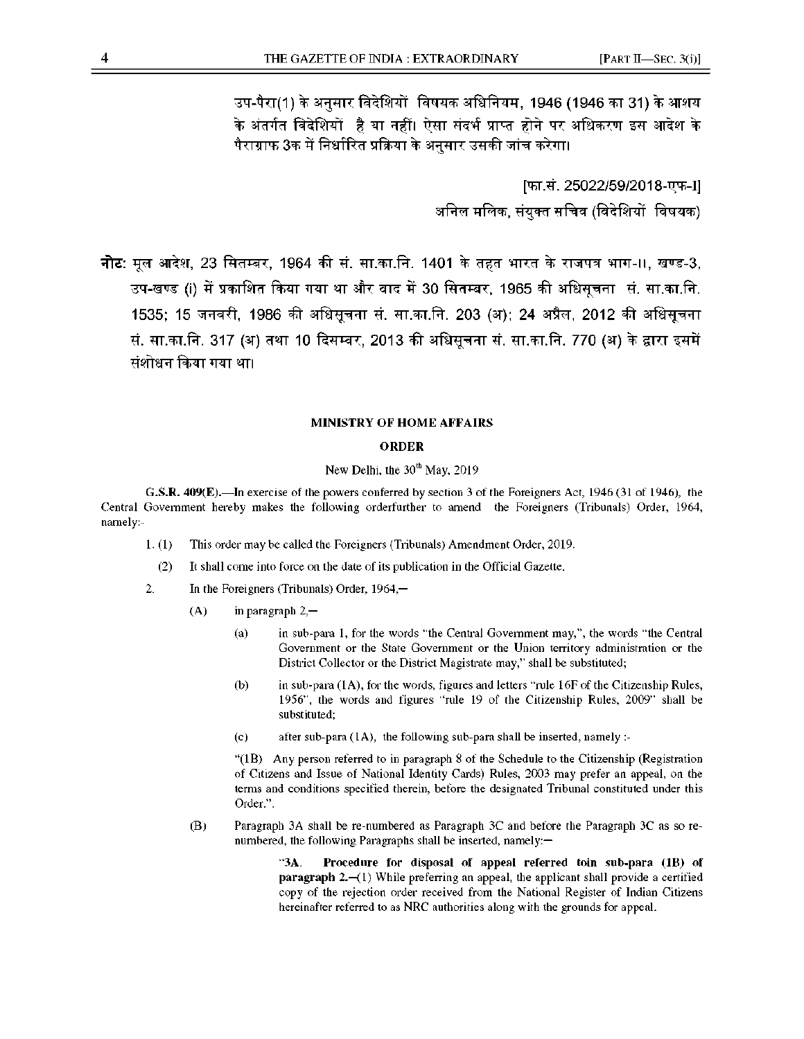उप-पैरा(1) के अनुसार विदेशियों विषयक अधिनियम, 1946 (1946 का 31) के आशय के अंतर्गत विदेशियों है या नहीं। ऐसा संदर्भ प्राप्त होने पर अधिकरण इस आदेश के पैराग्राफ 3क में निर्धारित प्रक्रिया के अनुसार उसकी जांच करेगा।

[फा.सं. 25022/59/2018-एफ-I]

अनिल मलिक, संयुक्त सचिव (विदेशियों विषयक)

**नोट:** मूल आदेश, 23 सितम्बर, 1964 की सं. सा.का.नि. 1401 के तहत भारत के राजपत्र भाग-II, खण्ड-3, उप-खण्ड (i) में प्रकाशित किया गया था और बाद में 30 सितम्बर, 1965 की अधिसूचना सं. सा.का.नि. 1535; 15 जनवरी, 1986 की अधिसूचना सं. सा.का.नि. 203 (अ); 24 अप्रैल, 2012 की अधिसूचना सं. सा.का.नि. 317 (अ) तथा 10 दिसम्बर, 2013 की अधिसूचना सं. सा.का.नि. 770 (अ) के द्वारा इसमें संशोधन किया गया था।

**MINISTRY OF HOME AFFAIRS**

**ORDER**

New Delhi, the 30th May, 2019

**G.S.R. 409(E).**—In exercise of the powers conferred by section 3 of the Foreigners Act, 1946 (31 of 1946), the Central Government hereby makes the following orderfurther to amend the Foreigners (Tribunals) Order, 1964, namely:-

1. (1) This order may be called the Foreigners (Tribunals) Amendment Order, 2019.

   (2) It shall come into force on the date of its publication in the Official Gazette.

2. In the Foreigners (Tribunals) Order, 1964,—

   (A) in paragraph 2,—

      (a) in sub-para 1, for the words "the Central Government may,", the words "the Central Government or the State Government or the Union territory administration or the District Collector or the District Magistrate may," shall be substituted;

      (b) in sub-para (1A), for the words, figures and letters "rule 16F of the Citizenship Rules, 1956", the words and figures "rule 19 of the Citizenship Rules, 2009" shall be substituted;

      (c) after sub-para (1A), the following sub-para shall be inserted, namely :-

      "(1B) Any person referred to in paragraph 8 of the Schedule to the Citizenship (Registration of Citizens and Issue of National Identity Cards) Rules, 2003 may prefer an appeal, on the terms and conditions specified therein, before the designated Tribunal constituted under this Order.".

   (B) Paragraph 3A shall be re-numbered as Paragraph 3C and before the Paragraph 3C as so re-numbered, the following Paragraphs shall be inserted, namely:—

      "3A. **Procedure for disposal of appeal referred toin sub-para (1B) of paragraph 2.**—(1) While preferring an appeal, the applicant shall provide a certified copy of the rejection order received from the National Register of Indian Citizens hereinafter referred to as NRC authorities along with the grounds for appeal.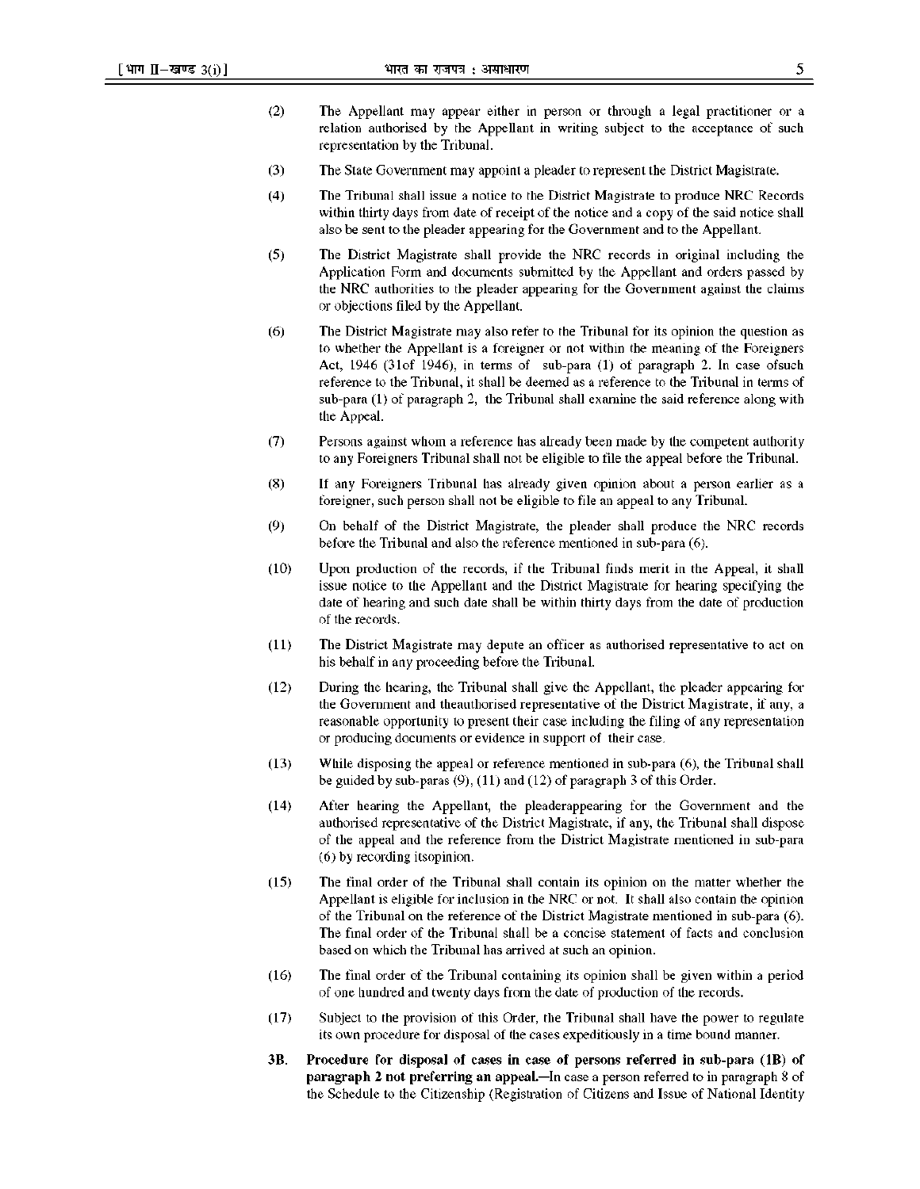(2) The Appellant may appear either in person or through a legal practitioner or a relation authorised by the Appellant in writing subject to the acceptance of such representation by the Tribunal.

(3) The State Government may appoint a pleader to represent the District Magistrate.

(4) The Tribunal shall issue a notice to the District Magistrate to produce NRC Records within thirty days from date of receipt of the notice and a copy of the said notice shall also be sent to the pleader appearing for the Government and to the Appellant.

(5) The District Magistrate shall provide the NRC records in original including the Application Form and documents submitted by the Appellant and orders passed by the NRC authorities to the pleader appearing for the Government against the claims or objections filed by the Appellant.

(6) The District Magistrate may also refer to the Tribunal for its opinion the question as to whether the Appellant is a foreigner or not within the meaning of the Foreigners Act, 1946 (31of 1946), in terms of sub-para (1) of paragraph 2. In case ofsuch reference to the Tribunal, it shall be deemed as a reference to the Tribunal in terms of sub-para (1) of paragraph 2, the Tribunal shall examine the said reference along with the Appeal.

(7) Persons against whom a reference has already been made by the competent authority to any Foreigners Tribunal shall not be eligible to file the appeal before the Tribunal.

(8) If any Foreigners Tribunal has already given opinion about a person earlier as a foreigner, such person shall not be eligible to file an appeal to any Tribunal.

(9) On behalf of the District Magistrate, the pleader shall produce the NRC records before the Tribunal and also the reference mentioned in sub-para (6).

(10) Upon production of the records, if the Tribunal finds merit in the Appeal, it shall issue notice to the Appellant and the District Magistrate for hearing specifying the date of hearing and such date shall be within thirty days from the date of production of the records.

(11) The District Magistrate may depute an officer as authorised representative to act on his behalf in any proceeding before the Tribunal.

(12) During the hearing, the Tribunal shall give the Appellant, the pleader appearing for the Government and theauthorised representative of the District Magistrate, if any, a reasonable opportunity to present their case including the filing of any representation or producing documents or evidence in support of their case.

(13) While disposing the appeal or reference mentioned in sub-para (6), the Tribunal shall be guided by sub-paras (9), (11) and (12) of paragraph 3 of this Order.

(14) After hearing the Appellant, the pleaderappearing for the Government and the authorised representative of the District Magistrate, if any, the Tribunal shall dispose of the appeal and the reference from the District Magistrate mentioned in sub-para (6) by recording itsopinion.

(15) The final order of the Tribunal shall contain its opinion on the matter whether the Appellant is eligible for inclusion in the NRC or not. It shall also contain the opinion of the Tribunal on the reference of the District Magistrate mentioned in sub-para (6). The final order of the Tribunal shall be a concise statement of facts and conclusion based on which the Tribunal has arrived at such an opinion.

(16) The final order of the Tribunal containing its opinion shall be given within a period of one hundred and twenty days from the date of production of the records.

(17) Subject to the provision of this Order, the Tribunal shall have the power to regulate its own procedure for disposal of the cases expeditiously in a time bound manner.

**3B. Procedure for disposal of cases in case of persons referred in sub-para (1B) of paragraph 2 not preferring an appeal.**—In case a person referred to in paragraph 8 of the Schedule to the Citizenship (Registration of Citizens and Issue of National Identity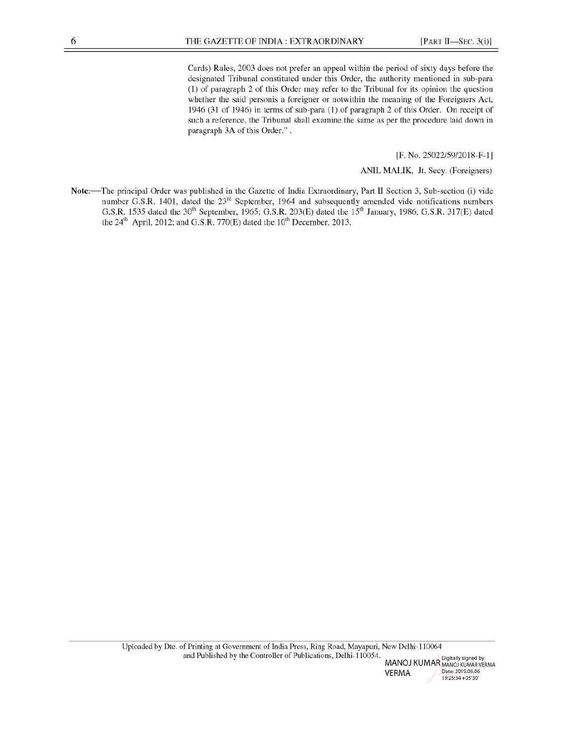Cards) Rules, 2003 does not prefer an appeal within the period of sixty days before the designated Tribunal constituted under this Order, the authority mentioned in sub-para (1) of paragraph 2 of this Order may refer to the Tribunal for its opinion the question whether the said personis a foreigner or notwithin the meaning of the Foreigners Act, 1946 (31 of 1946) in terms of sub-para (1) of paragraph 2 of this Order. On receipt of such a reference, the Tribunal shall examine the same as per the procedure laid down in paragraph 3A of this Order.".

[F. No. 25022/59/2018-F-1]

ANIL MALIK, Jt. Secy. (Foreigners)

**Note**:—The principal Order was published in the Gazette of India Extraordinary, Part II Section 3, Sub-section (i) vide number G.S.R. 1401, dated the 23rd September, 1964 and subsequently amended vide notifications numbers G.S.R. 1535 dated the 30th September, 1965; G.S.R. 203(E) dated the 15th January, 1986; G.S.R. 317(E) dated the 24th April, 2012; and G.S.R. 770(E) dated the 10th December, 2013.

Uploaded by Dte. of Printing at Government of India Press, Ring Road, Mayapuri, New Delhi-110064 and Published by the Controller of Publications, Delhi-110054.

MANOJ KUMAR VERMA

Digitally signed by MANOJ KUMAR VERMA
Date: 2019.06.06 19:25:34 +05'30'